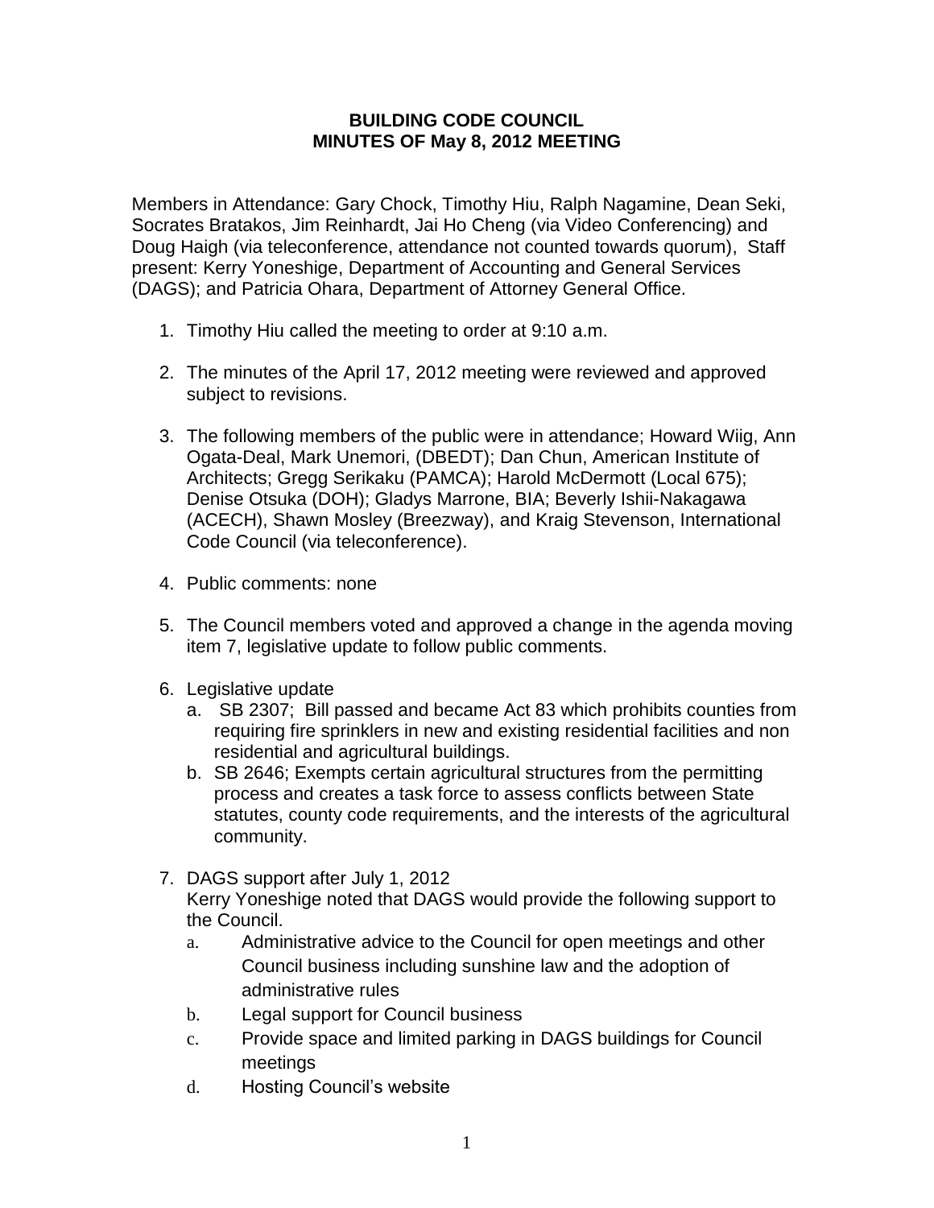**BUILDING CODE COUNCIL**
**MINUTES OF May 8, 2012 MEETING**

Members in Attendance: Gary Chock, Timothy Hiu, Ralph Nagamine, Dean Seki, Socrates Bratakos, Jim Reinhardt, Jai Ho Cheng (via Video Conferencing) and Doug Haigh (via teleconference, attendance not counted towards quorum), Staff present: Kerry Yoneshige, Department of Accounting and General Services (DAGS); and Patricia Ohara, Department of Attorney General Office.

1. Timothy Hiu called the meeting to order at 9:10 a.m.

2. The minutes of the April 17, 2012 meeting were reviewed and approved subject to revisions.

3. The following members of the public were in attendance; Howard Wiig, Ann Ogata-Deal, Mark Unemori, (DBEDT); Dan Chun, American Institute of Architects; Gregg Serikaku (PAMCA); Harold McDermott (Local 675); Denise Otsuka (DOH); Gladys Marrone, BIA; Beverly Ishii-Nakagawa (ACECH), Shawn Mosley (Breezway), and Kraig Stevenson, International Code Council (via teleconference).

4. Public comments: none

5. The Council members voted and approved a change in the agenda moving item 7, legislative update to follow public comments.

6. Legislative update
   a. SB 2307; Bill passed and became Act 83 which prohibits counties from requiring fire sprinklers in new and existing residential facilities and non residential and agricultural buildings.
   b. SB 2646; Exempts certain agricultural structures from the permitting process and creates a task force to assess conflicts between State statutes, county code requirements, and the interests of the agricultural community.

7. DAGS support after July 1, 2012
   Kerry Yoneshige noted that DAGS would provide the following support to the Council.
   a. Administrative advice to the Council for open meetings and other Council business including sunshine law and the adoption of administrative rules
   b. Legal support for Council business
   c. Provide space and limited parking in DAGS buildings for Council meetings
   d. Hosting Council's website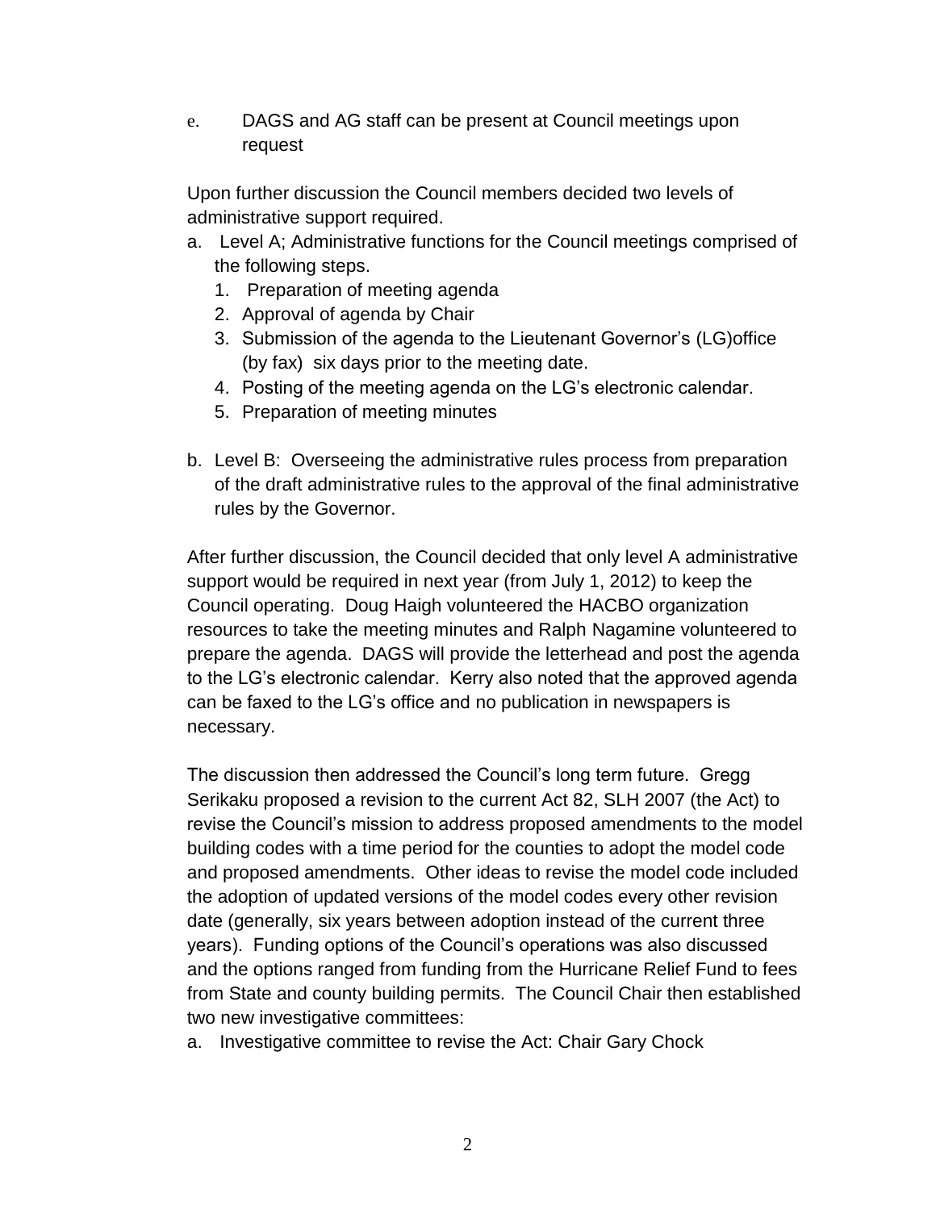e. DAGS and AG staff can be present at Council meetings upon request

Upon further discussion the Council members decided two levels of administrative support required.

a. Level A; Administrative functions for the Council meetings comprised of the following steps.
   1. Preparation of meeting agenda
   2. Approval of agenda by Chair
   3. Submission of the agenda to the Lieutenant Governor's (LG)office (by fax) six days prior to the meeting date.
   4. Posting of the meeting agenda on the LG's electronic calendar.
   5. Preparation of meeting minutes

b. Level B: Overseeing the administrative rules process from preparation of the draft administrative rules to the approval of the final administrative rules by the Governor.

After further discussion, the Council decided that only level A administrative support would be required in next year (from July 1, 2012) to keep the Council operating. Doug Haigh volunteered the HACBO organization resources to take the meeting minutes and Ralph Nagamine volunteered to prepare the agenda. DAGS will provide the letterhead and post the agenda to the LG's electronic calendar. Kerry also noted that the approved agenda can be faxed to the LG's office and no publication in newspapers is necessary.

The discussion then addressed the Council's long term future. Gregg Serikaku proposed a revision to the current Act 82, SLH 2007 (the Act) to revise the Council's mission to address proposed amendments to the model building codes with a time period for the counties to adopt the model code and proposed amendments. Other ideas to revise the model code included the adoption of updated versions of the model codes every other revision date (generally, six years between adoption instead of the current three years). Funding options of the Council's operations was also discussed and the options ranged from funding from the Hurricane Relief Fund to fees from State and county building permits. The Council Chair then established two new investigative committees:

a. Investigative committee to revise the Act: Chair Gary Chock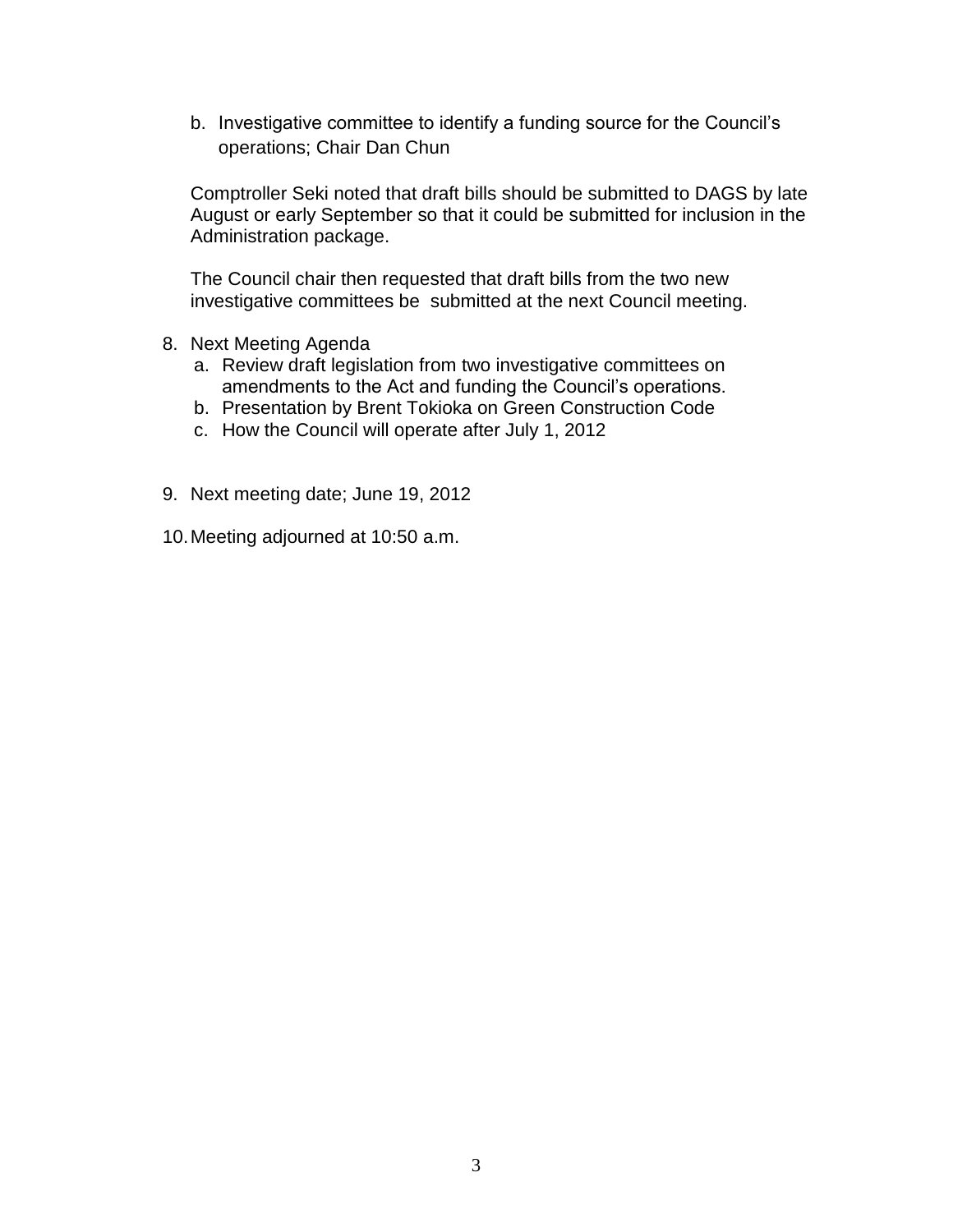b. Investigative committee to identify a funding source for the Council's operations; Chair Dan Chun

Comptroller Seki noted that draft bills should be submitted to DAGS by late August or early September so that it could be submitted for inclusion in the Administration package.

The Council chair then requested that draft bills from the two new investigative committees be submitted at the next Council meeting.

8. Next Meeting Agenda
   a. Review draft legislation from two investigative committees on amendments to the Act and funding the Council's operations.
   b. Presentation by Brent Tokioka on Green Construction Code
   c. How the Council will operate after July 1, 2012

9. Next meeting date; June 19, 2012

10. Meeting adjourned at 10:50 a.m.